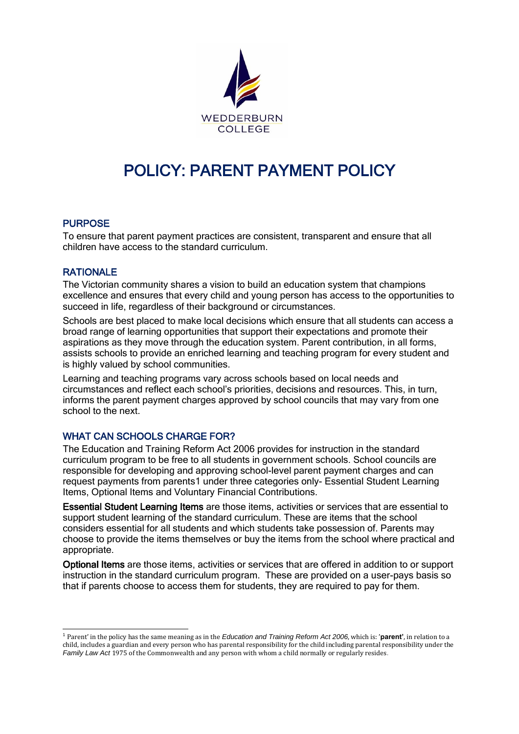WEDDERBURN COLLEGE

# POLICY: PARENT PAYMENT POLICY

## PURPOSE

To ensure that parent payment practices are consistent, transparent and ensure that all children have access to the standard curriculum.

## RATIONALE

The Victorian community shares a vision to build an education system that champions excellence and ensures that every child and young person has access to the opportunities to succeed in life, regardless of their background or circumstances.

Schools are best placed to make local decisions which ensure that all students can access a broad range of learning opportunities that support their expectations and promote their aspirations as they move through the education system. Parent contribution, in all forms, assists schools to provide an enriched learning and teaching program for every student and is highly valued by school communities.

Learning and teaching programs vary across schools based on local needs and circumstances and reflect each school's priorities, decisions and resources. This, in turn, informs the parent payment charges approved by school councils that may vary from one school to the next.

## WHAT CAN SCHOOLS CHARGE FOR?

The Education and Training Reform Act 2006 provides for instruction in the standard curriculum program to be free to all students in government schools. School councils are responsible for developing and approving school-level parent payment charges and can request payments from parents[1] under three categories only- Essential Student Learning Items, Optional Items and Voluntary Financial Contributions.

**Essential Student Learning Items** are those items, activities or services that are essential to support student learning of the standard curriculum. These are items that the school considers essential for all students and which students take possession of. Parents may choose to provide the items themselves or buy the items from the school where practical and appropriate.

**Optional Items** are those items, activities or services that are offered in addition to or support instruction in the standard curriculum program. These are provided on a user-pays basis so that if parents choose to access them for students, they are required to pay for them.

---

[1] Parent' in the policy has the same meaning as in the *Education and Training Reform Act 2006*, which is: '**parent'**, in relation to a child, includes a guardian and every person who has parental responsibility for the child including parental responsibility under the *Family Law Act* 1975 of the Commonwealth and any person with whom a child normally or regularly resides.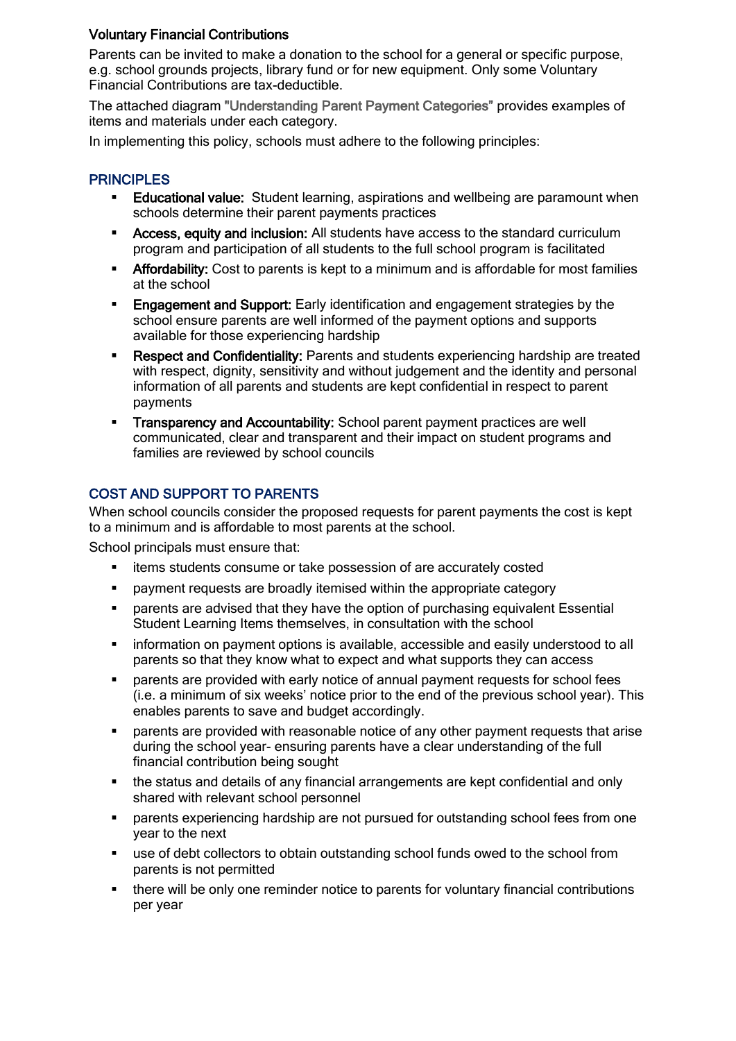**Voluntary Financial Contributions**

Parents can be invited to make a donation to the school for a general or specific purpose, e.g. school grounds projects, library fund or for new equipment. Only some Voluntary Financial Contributions are tax-deductible.

The attached diagram "Understanding Parent Payment Categories" provides examples of items and materials under each category.

In implementing this policy, schools must adhere to the following principles:

## PRINCIPLES

- **Educational value:** Student learning, aspirations and wellbeing are paramount when schools determine their parent payments practices
- **Access, equity and inclusion:** All students have access to the standard curriculum program and participation of all students to the full school program is facilitated
- **Affordability:** Cost to parents is kept to a minimum and is affordable for most families at the school
- **Engagement and Support:** Early identification and engagement strategies by the school ensure parents are well informed of the payment options and supports available for those experiencing hardship
- **Respect and Confidentiality:** Parents and students experiencing hardship are treated with respect, dignity, sensitivity and without judgement and the identity and personal information of all parents and students are kept confidential in respect to parent payments
- **Transparency and Accountability:** School parent payment practices are well communicated, clear and transparent and their impact on student programs and families are reviewed by school councils

## COST AND SUPPORT TO PARENTS

When school councils consider the proposed requests for parent payments the cost is kept to a minimum and is affordable to most parents at the school.

School principals must ensure that:

- items students consume or take possession of are accurately costed
- payment requests are broadly itemised within the appropriate category
- parents are advised that they have the option of purchasing equivalent Essential Student Learning Items themselves, in consultation with the school
- information on payment options is available, accessible and easily understood to all parents so that they know what to expect and what supports they can access
- parents are provided with early notice of annual payment requests for school fees (i.e. a minimum of six weeks' notice prior to the end of the previous school year). This enables parents to save and budget accordingly.
- parents are provided with reasonable notice of any other payment requests that arise during the school year- ensuring parents have a clear understanding of the full financial contribution being sought
- the status and details of any financial arrangements are kept confidential and only shared with relevant school personnel
- parents experiencing hardship are not pursued for outstanding school fees from one year to the next
- use of debt collectors to obtain outstanding school funds owed to the school from parents is not permitted
- there will be only one reminder notice to parents for voluntary financial contributions per year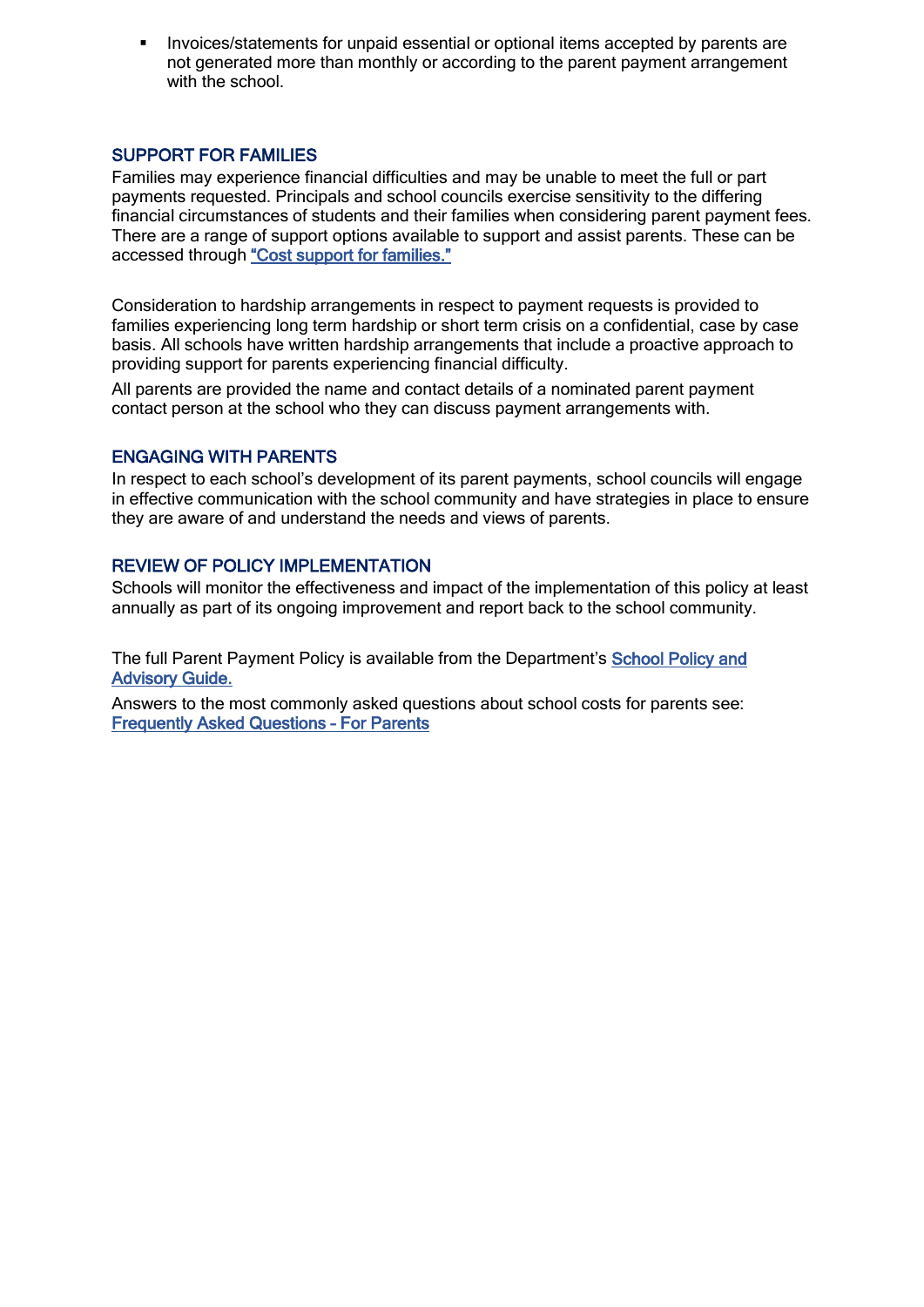- Invoices/statements for unpaid essential or optional items accepted by parents are not generated more than monthly or according to the parent payment arrangement with the school.

## SUPPORT FOR FAMILIES

Families may experience financial difficulties and may be unable to meet the full or part payments requested. Principals and school councils exercise sensitivity to the differing financial circumstances of students and their families when considering parent payment fees. There are a range of support options available to support and assist parents. These can be accessed through "Cost support for families."

Consideration to hardship arrangements in respect to payment requests is provided to families experiencing long term hardship or short term crisis on a confidential, case by case basis. All schools have written hardship arrangements that include a proactive approach to providing support for parents experiencing financial difficulty.

All parents are provided the name and contact details of a nominated parent payment contact person at the school who they can discuss payment arrangements with.

## ENGAGING WITH PARENTS

In respect to each school's development of its parent payments, school councils will engage in effective communication with the school community and have strategies in place to ensure they are aware of and understand the needs and views of parents.

## REVIEW OF POLICY IMPLEMENTATION

Schools will monitor the effectiveness and impact of the implementation of this policy at least annually as part of its ongoing improvement and report back to the school community.

The full Parent Payment Policy is available from the Department's School Policy and Advisory Guide.

Answers to the most commonly asked questions about school costs for parents see: Frequently Asked Questions - For Parents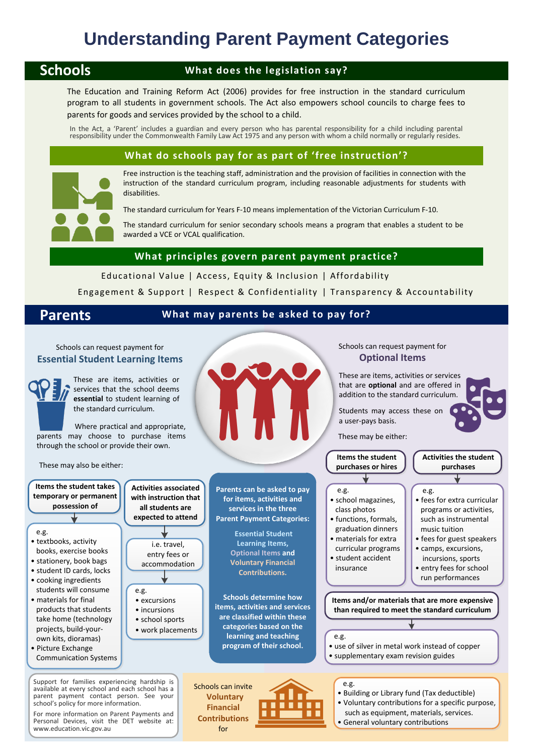# Understanding Parent Payment Categories

## Schools

### What does the legislation say?

The Education and Training Reform Act (2006) provides for free instruction in the standard curriculum program to all students in government schools. The Act also empowers school councils to charge fees to parents for goods and services provided by the school to a child.

In the Act, a 'Parent' includes a guardian and every person who has parental responsibility for a child including parental responsibility under the Commonwealth Family Law Act 1975 and any person with whom a child normally or regularly resides.

### What do schools pay for as part of 'free instruction'?

Free instruction is the teaching staff, administration and the provision of facilities in connection with the instruction of the standard curriculum program, including reasonable adjustments for students with disabilities.

The standard curriculum for Years F-10 means implementation of the Victorian Curriculum F-10.

The standard curriculum for senior secondary schools means a program that enables a student to be awarded a VCE or VCAL qualification.

### What principles govern parent payment practice?

Educational Value | Access, Equity & Inclusion | Affordability

Engagement & Support | Respect & Confidentiality | Transparency & Accountability

## Parents

### What may parents be asked to pay for?

Parents can be asked to pay for items, activities and services in the three Parent Payment Categories:

**Essential Student Learning Items, Optional Items and Voluntary Financial Contributions.**

**Schools determine how items, activities and services are classified within these categories based on the learning and teaching program of their school.**

#### Schools can request payment for Essential Student Learning Items

These are items, activities or services that the school deems **essential** to student learning of the standard curriculum.

Where practical and appropriate, parents may choose to purchase items through the school or provide their own.

These may also be either:

**Items the student takes temporary or permanent possession of**

e.g.
- textbooks, activity books, exercise books
- stationery, book bags
- student ID cards, locks
- cooking ingredients students will consume
- materials for final products that students take home (technology projects, build-your-own kits, dioramas)
- Picture Exchange Communication Systems

**Activities associated with instruction that all students are expected to attend**

i.e. travel, entry fees or accommodation

e.g.
- excursions
- incursions
- school sports
- work placements

#### Schools can request payment for Optional Items

These are items, activities or services that are **optional** and are offered in addition to the standard curriculum.

Students may access these on a user-pays basis.

These may be either:

**Items the student purchases or hires**

e.g.
- school magazines, class photos
- functions, formals, graduation dinners
- materials for extra curricular programs
- student accident insurance

**Activities the student purchases**

e.g.
- fees for extra curricular programs or activities, such as instrumental music tuition
- fees for guest speakers
- camps, excursions, incursions, sports
- entry fees for school run performances

**Items and/or materials that are more expensive than required to meet the standard curriculum**

e.g.
- use of silver in metal work instead of copper
- supplementary exam revision guides

#### Schools can invite Voluntary Financial Contributions for

e.g.
- Building or Library fund (Tax deductible)
- Voluntary contributions for a specific purpose, such as equipment, materials, services.
- General voluntary contributions

Support for families experiencing hardship is available at every school and each school has a parent payment contact person. See your school's policy for more information.

For more information on Parent Payments and Personal Devices, visit the DET website at: www.education.vic.gov.au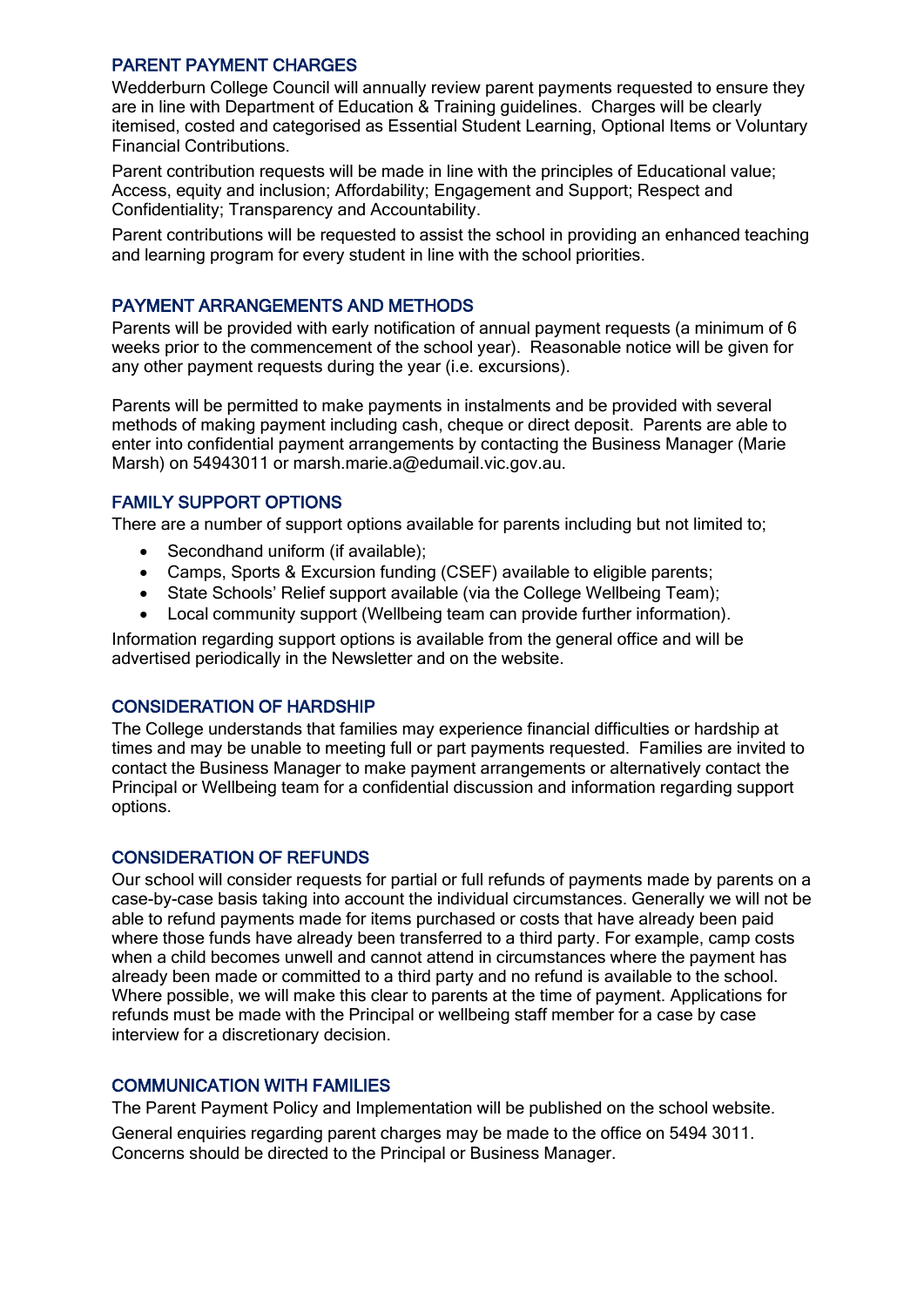## PARENT PAYMENT CHARGES

Wedderburn College Council will annually review parent payments requested to ensure they are in line with Department of Education & Training guidelines. Charges will be clearly itemised, costed and categorised as Essential Student Learning, Optional Items or Voluntary Financial Contributions.

Parent contribution requests will be made in line with the principles of Educational value; Access, equity and inclusion; Affordability; Engagement and Support; Respect and Confidentiality; Transparency and Accountability.

Parent contributions will be requested to assist the school in providing an enhanced teaching and learning program for every student in line with the school priorities.

## PAYMENT ARRANGEMENTS AND METHODS

Parents will be provided with early notification of annual payment requests (a minimum of 6 weeks prior to the commencement of the school year). Reasonable notice will be given for any other payment requests during the year (i.e. excursions).

Parents will be permitted to make payments in instalments and be provided with several methods of making payment including cash, cheque or direct deposit. Parents are able to enter into confidential payment arrangements by contacting the Business Manager (Marie Marsh) on 54943011 or marsh.marie.a@edumail.vic.gov.au.

## FAMILY SUPPORT OPTIONS

There are a number of support options available for parents including but not limited to;

- Secondhand uniform (if available);
- Camps, Sports & Excursion funding (CSEF) available to eligible parents;
- State Schools' Relief support available (via the College Wellbeing Team);
- Local community support (Wellbeing team can provide further information).

Information regarding support options is available from the general office and will be advertised periodically in the Newsletter and on the website.

## CONSIDERATION OF HARDSHIP

The College understands that families may experience financial difficulties or hardship at times and may be unable to meeting full or part payments requested. Families are invited to contact the Business Manager to make payment arrangements or alternatively contact the Principal or Wellbeing team for a confidential discussion and information regarding support options.

## CONSIDERATION OF REFUNDS

Our school will consider requests for partial or full refunds of payments made by parents on a case-by-case basis taking into account the individual circumstances. Generally we will not be able to refund payments made for items purchased or costs that have already been paid where those funds have already been transferred to a third party. For example, camp costs when a child becomes unwell and cannot attend in circumstances where the payment has already been made or committed to a third party and no refund is available to the school. Where possible, we will make this clear to parents at the time of payment. Applications for refunds must be made with the Principal or wellbeing staff member for a case by case interview for a discretionary decision.

## COMMUNICATION WITH FAMILIES

The Parent Payment Policy and Implementation will be published on the school website.

General enquiries regarding parent charges may be made to the office on 5494 3011. Concerns should be directed to the Principal or Business Manager.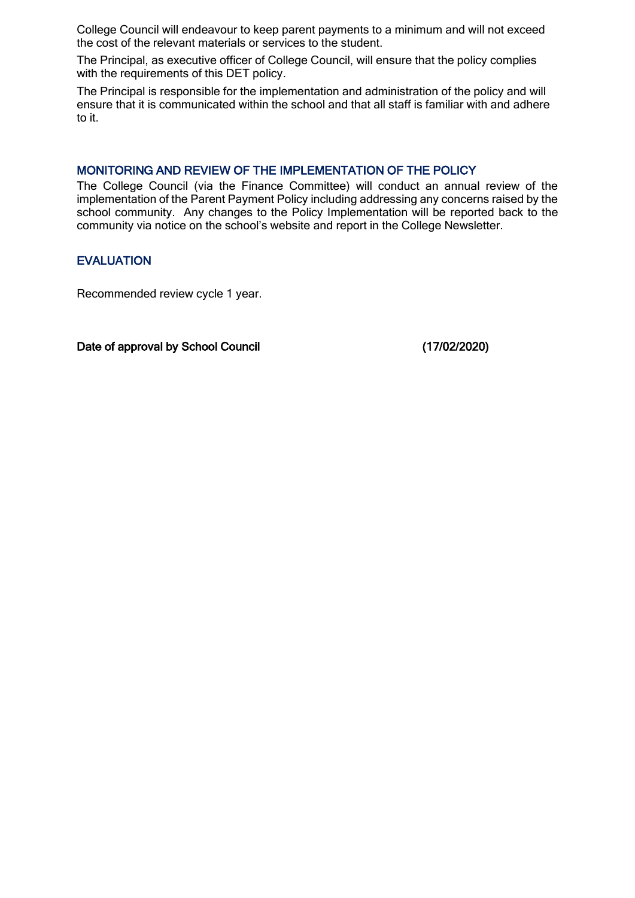College Council will endeavour to keep parent payments to a minimum and will not exceed the cost of the relevant materials or services to the student.

The Principal, as executive officer of College Council, will ensure that the policy complies with the requirements of this DET policy.

The Principal is responsible for the implementation and administration of the policy and will ensure that it is communicated within the school and that all staff is familiar with and adhere to it.

## MONITORING AND REVIEW OF THE IMPLEMENTATION OF THE POLICY

The College Council (via the Finance Committee) will conduct an annual review of the implementation of the Parent Payment Policy including addressing any concerns raised by the school community. Any changes to the Policy Implementation will be reported back to the community via notice on the school's website and report in the College Newsletter.

## EVALUATION

Recommended review cycle 1 year.

**Date of approval by School Council (17/02/2020)**